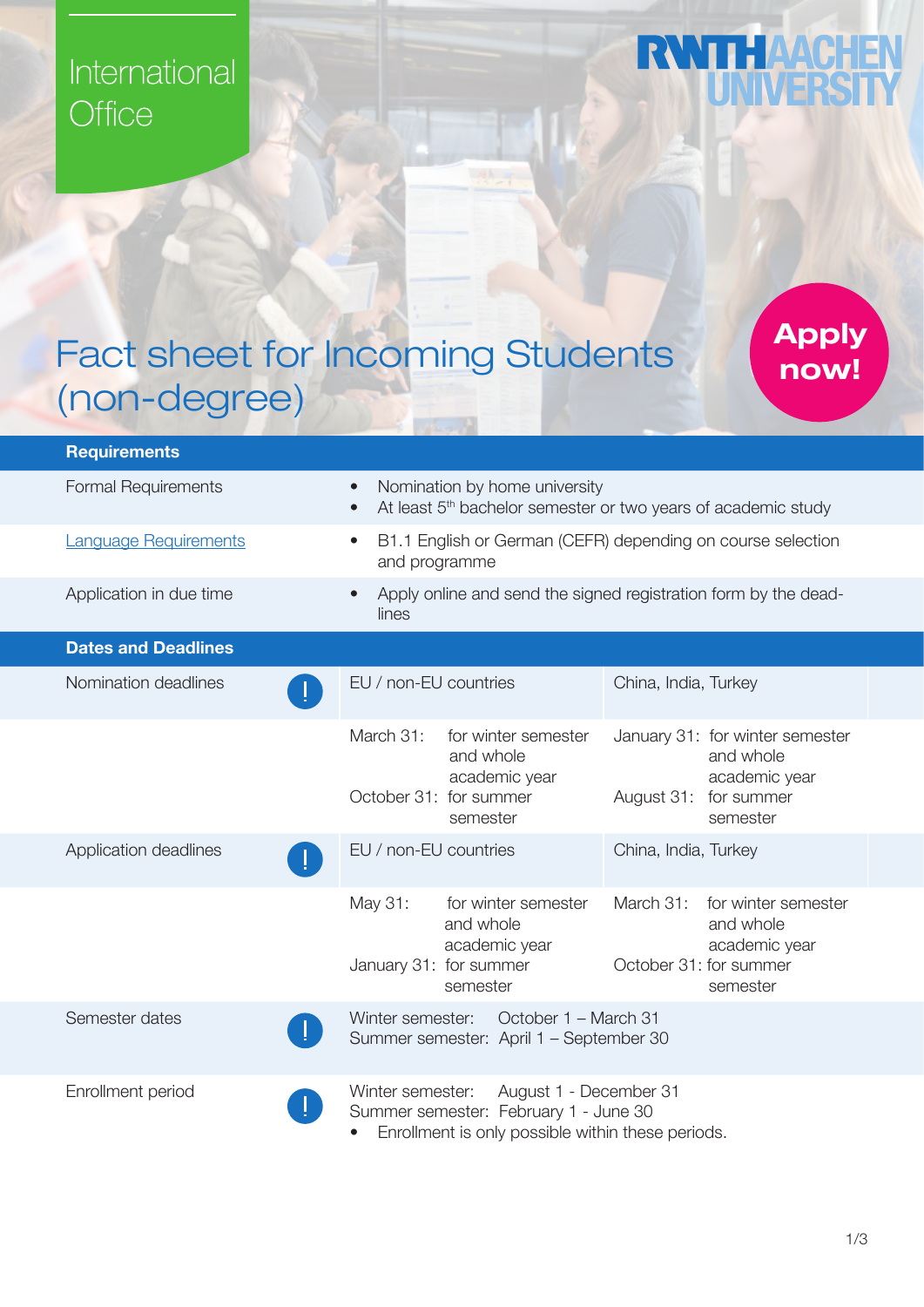International Office

RWTH AACHEN UNIVERSITY

# Fact sheet for Incoming Students (non-degree)

**Apply now!**

| **Requirements** | | |
|---|---|---|
| Formal Requirements | • Nomination by home university<br>• At least 5th bachelor semester or two years of academic study | |
| [Language Requirements]() | • B1.1 English or German (CEFR) depending on course selection and programme | |
| Application in due time | • Apply online and send the signed registration form by the deadlines | |
| **Dates and Deadlines** | | |
| Nomination deadlines ! | EU / non-EU countries | China, India, Turkey |
| | March 31: for winter semester and whole academic year<br>October 31: for summer semester | January 31: for winter semester and whole academic year<br>August 31: for summer semester |
| Application deadlines ! | EU / non-EU countries | China, India, Turkey |
| | May 31: for winter semester and whole academic year<br>January 31: for summer semester | March 31: for winter semester and whole academic year<br>October 31: for summer semester |
| Semester dates ! | Winter semester: October 1 – March 31<br>Summer semester: April 1 – September 30 | |
| Enrollment period ! | Winter semester: August 1 - December 31<br>Summer semester: February 1 - June 30<br>• Enrollment is only possible within these periods. | |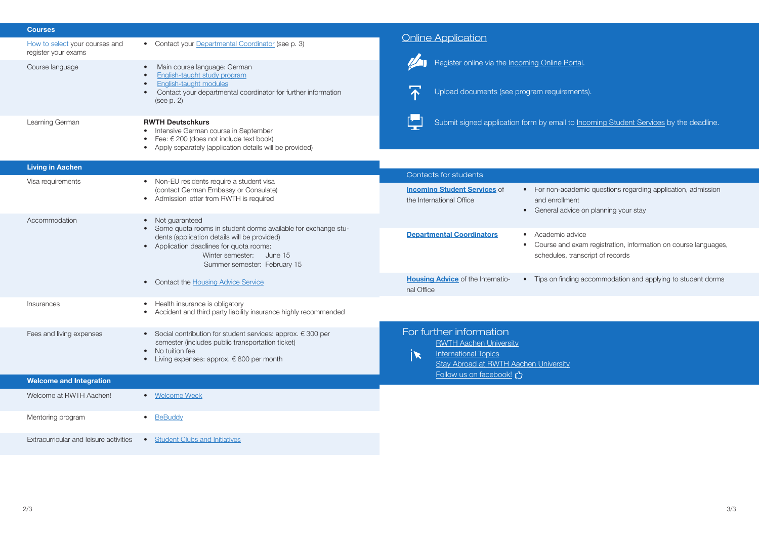| Courses | |
|---|---|
| How to select your courses and register your exams | • Contact your Departmental Coordinator (see p. 3) |
| Course language | • Main course language: German<br>• English-taught study program<br>• English-taught modules<br>• Contact your departmental coordinator for further information (see p. 2) |
| Learning German | **RWTH Deutschkurs**<br>• Intensive German course in September<br>• Fee: € 200 (does not include text book)<br>• Apply separately (application details will be provided) |

| Living in Aachen | |
|---|---|
| Visa requirements | • Non-EU residents require a student visa (contact German Embassy or Consulate)<br>• Admission letter from RWTH is required |
| Accommodation | • Not guaranteed<br>• Some quota rooms in student dorms available for exchange students (application details will be provided)<br>• Application deadlines for quota rooms:<br>Winter semester: June 15<br>Summer semester: February 15<br>• Contact the Housing Advice Service |
| Insurances | • Health insurance is obligatory<br>• Accident and third party liability insurance highly recommended |
| Fees and living expenses | • Social contribution for student services: approx. € 300 per semester (includes public transportation ticket)<br>• No tuition fee<br>• Living expenses: approx. € 800 per month |

| Welcome and Integration | |
|---|---|
| Welcome at RWTH Aachen! | • Welcome Week |
| Mentoring program | • BeBuddy |
| Extracurricular and leisure activities | • Student Clubs and Initiatives |

## Online Application

Register online via the Incoming Online Portal.

Upload documents (see program requirements).

Submit signed application form by email to Incoming Student Services by the deadline.

| Contacts for students | |
|---|---|
| **Incoming Student Services** of the International Office | • For non-academic questions regarding application, admission and enrollment<br>• General advice on planning your stay |
| **Departmental Coordinators** | • Academic advice<br>• Course and exam registration, information on course languages, schedules, transcript of records |
| **Housing Advice** of the International Office | • Tips on finding accommodation and applying to student dorms |

## For further information

RWTH Aachen University

International Topics

Stay Abroad at RWTH Aachen University

Follow us on facebook!